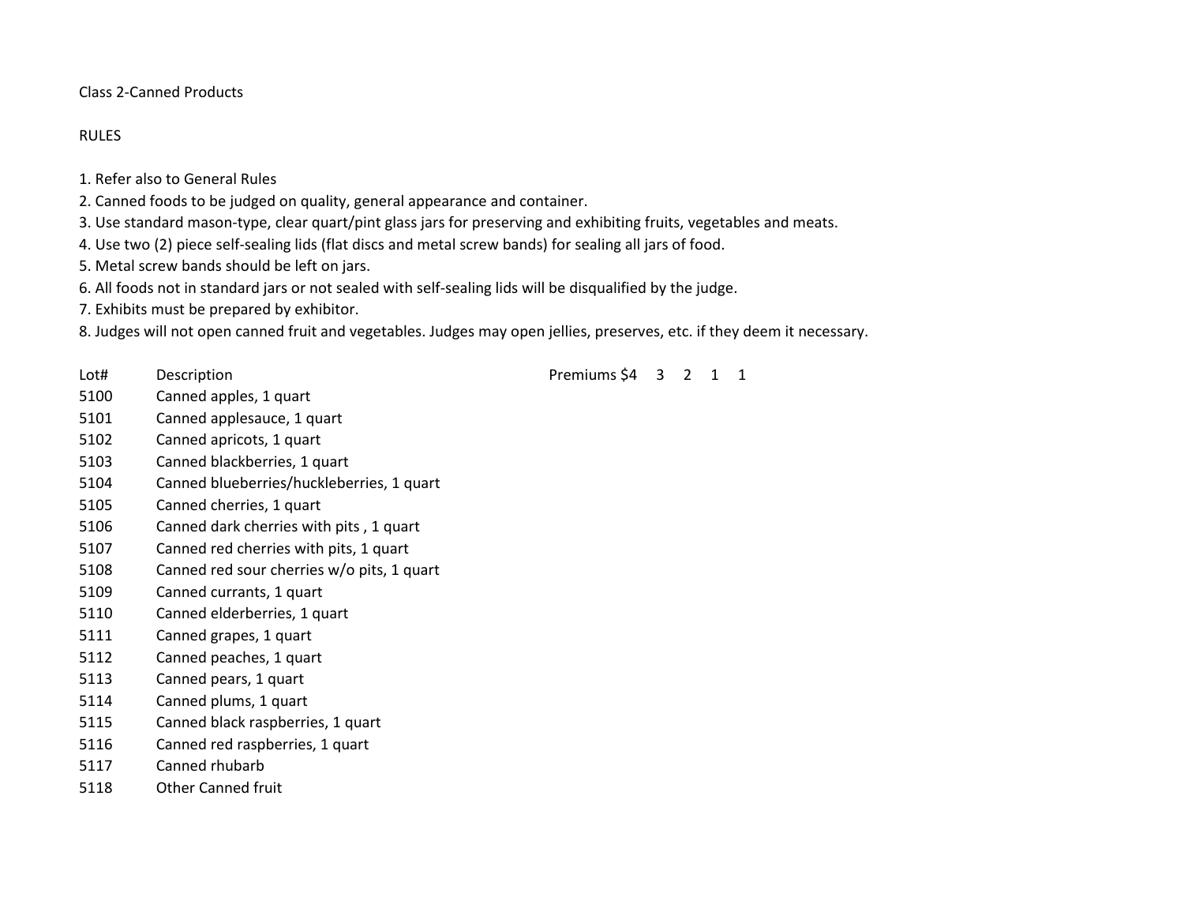Class 2-Canned Products

RULES

1. Refer also to General Rules
2. Canned foods to be judged on quality, general appearance and container.
3. Use standard mason-type, clear quart/pint glass jars for preserving and exhibiting fruits, vegetables and meats.
4. Use two (2) piece self-sealing lids (flat discs and metal screw bands) for sealing all jars of food.
5. Metal screw bands should be left on jars.
6. All foods not in standard jars or not sealed with self-sealing lids will be disqualified by the judge.
7. Exhibits must be prepared by exhibitor.
8. Judges will not open canned fruit and vegetables. Judges may open jellies, preserves, etc. if they deem it necessary.

| Lot# | Description | Premiums $4 3 2 1 1 |
|---|---|---|
| 5100 | Canned apples, 1 quart | |
| 5101 | Canned applesauce, 1 quart | |
| 5102 | Canned apricots, 1 quart | |
| 5103 | Canned blackberries, 1 quart | |
| 5104 | Canned blueberries/huckleberries, 1 quart | |
| 5105 | Canned cherries, 1 quart | |
| 5106 | Canned dark cherries with pits , 1 quart | |
| 5107 | Canned red cherries with pits, 1 quart | |
| 5108 | Canned red sour cherries w/o pits, 1 quart | |
| 5109 | Canned currants, 1 quart | |
| 5110 | Canned elderberries, 1 quart | |
| 5111 | Canned grapes, 1 quart | |
| 5112 | Canned peaches, 1 quart | |
| 5113 | Canned pears, 1 quart | |
| 5114 | Canned plums, 1 quart | |
| 5115 | Canned black raspberries, 1 quart | |
| 5116 | Canned red raspberries, 1 quart | |
| 5117 | Canned rhubarb | |
| 5118 | Other Canned fruit | |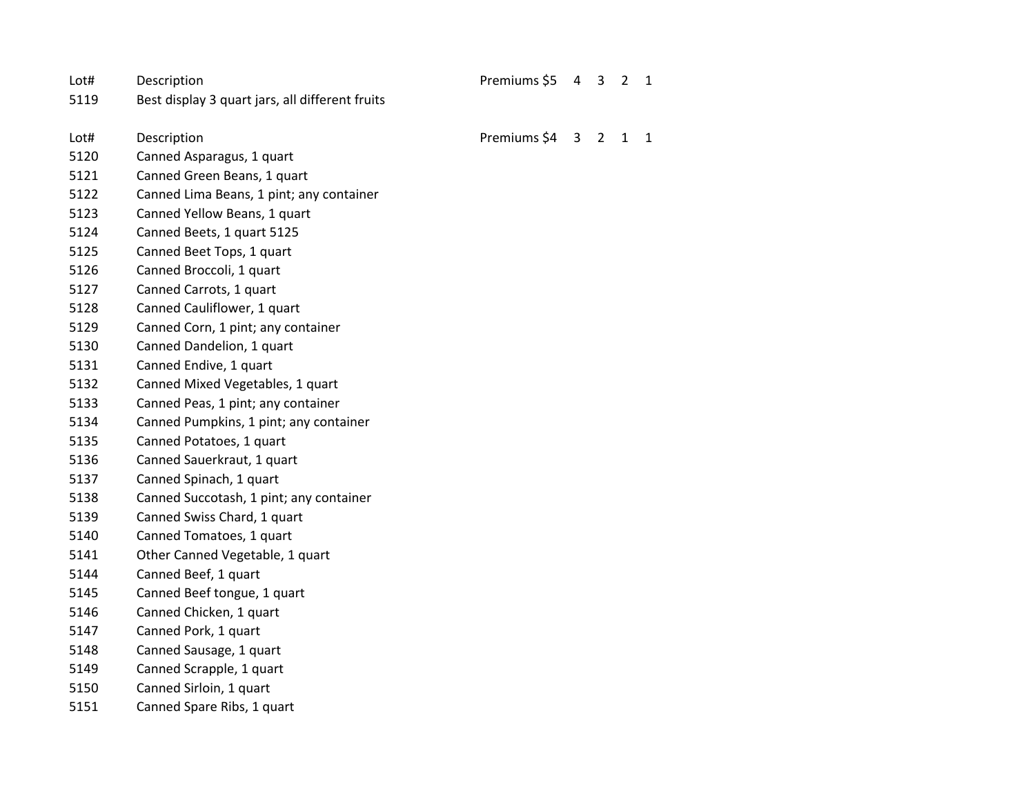| Lot# | Description | Premiums $5 | 4 | 3 | 2 | 1 |
|---|---|---|---|---|---|---|
| 5119 | Best display 3 quart jars, all different fruits | | | | | |

| Lot# | Description | Premiums $4 | 3 | 2 | 1 | 1 |
|---|---|---|---|---|---|---|
| 5120 | Canned Asparagus, 1 quart | | | | | |
| 5121 | Canned Green Beans, 1 quart | | | | | |
| 5122 | Canned Lima Beans, 1 pint; any container | | | | | |
| 5123 | Canned Yellow Beans, 1 quart | | | | | |
| 5124 | Canned Beets, 1 quart 5125 | | | | | |
| 5125 | Canned Beet Tops, 1 quart | | | | | |
| 5126 | Canned Broccoli, 1 quart | | | | | |
| 5127 | Canned Carrots, 1 quart | | | | | |
| 5128 | Canned Cauliflower, 1 quart | | | | | |
| 5129 | Canned Corn, 1 pint; any container | | | | | |
| 5130 | Canned Dandelion, 1 quart | | | | | |
| 5131 | Canned Endive, 1 quart | | | | | |
| 5132 | Canned Mixed Vegetables, 1 quart | | | | | |
| 5133 | Canned Peas, 1 pint; any container | | | | | |
| 5134 | Canned Pumpkins, 1 pint; any container | | | | | |
| 5135 | Canned Potatoes, 1 quart | | | | | |
| 5136 | Canned Sauerkraut, 1 quart | | | | | |
| 5137 | Canned Spinach, 1 quart | | | | | |
| 5138 | Canned Succotash, 1 pint; any container | | | | | |
| 5139 | Canned Swiss Chard, 1 quart | | | | | |
| 5140 | Canned Tomatoes, 1 quart | | | | | |
| 5141 | Other Canned Vegetable, 1 quart | | | | | |
| 5144 | Canned Beef, 1 quart | | | | | |
| 5145 | Canned Beef tongue, 1 quart | | | | | |
| 5146 | Canned Chicken, 1 quart | | | | | |
| 5147 | Canned Pork, 1 quart | | | | | |
| 5148 | Canned Sausage, 1 quart | | | | | |
| 5149 | Canned Scrapple, 1 quart | | | | | |
| 5150 | Canned Sirloin, 1 quart | | | | | |
| 5151 | Canned Spare Ribs, 1 quart | | | | | |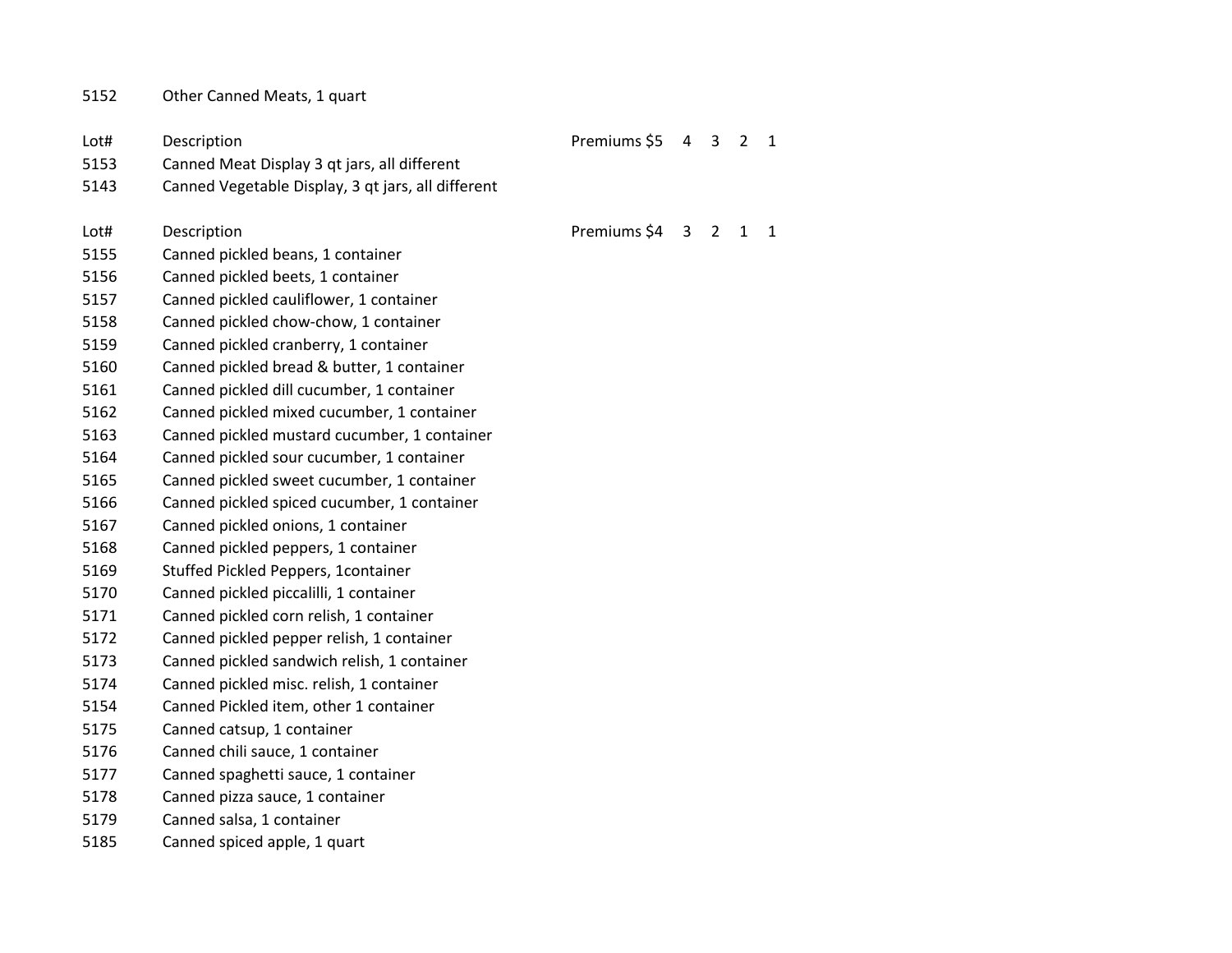| 5152 | Other Canned Meats, 1 quart | | | | | |
|---|---|---|---|---|---|---|

| Lot# | Description | Premiums $5 | 4 | 3 | 2 | 1 |
|---|---|---|---|---|---|---|
| 5153 | Canned Meat Display 3 qt jars, all different | | | | | |
| 5143 | Canned Vegetable Display, 3 qt jars, all different | | | | | |

| Lot# | Description | Premiums $4 | 3 | 2 | 1 | 1 |
|---|---|---|---|---|---|---|
| 5155 | Canned pickled beans, 1 container | | | | | |
| 5156 | Canned pickled beets, 1 container | | | | | |
| 5157 | Canned pickled cauliflower, 1 container | | | | | |
| 5158 | Canned pickled chow-chow, 1 container | | | | | |
| 5159 | Canned pickled cranberry, 1 container | | | | | |
| 5160 | Canned pickled bread & butter, 1 container | | | | | |
| 5161 | Canned pickled dill cucumber, 1 container | | | | | |
| 5162 | Canned pickled mixed cucumber, 1 container | | | | | |
| 5163 | Canned pickled mustard cucumber, 1 container | | | | | |
| 5164 | Canned pickled sour cucumber, 1 container | | | | | |
| 5165 | Canned pickled sweet cucumber, 1 container | | | | | |
| 5166 | Canned pickled spiced cucumber, 1 container | | | | | |
| 5167 | Canned pickled onions, 1 container | | | | | |
| 5168 | Canned pickled peppers, 1 container | | | | | |
| 5169 | Stuffed Pickled Peppers, 1container | | | | | |
| 5170 | Canned pickled piccalilli, 1 container | | | | | |
| 5171 | Canned pickled corn relish, 1 container | | | | | |
| 5172 | Canned pickled pepper relish, 1 container | | | | | |
| 5173 | Canned pickled sandwich relish, 1 container | | | | | |
| 5174 | Canned pickled misc. relish, 1 container | | | | | |
| 5154 | Canned Pickled item, other 1 container | | | | | |
| 5175 | Canned catsup, 1 container | | | | | |
| 5176 | Canned chili sauce, 1 container | | | | | |
| 5177 | Canned spaghetti sauce, 1 container | | | | | |
| 5178 | Canned pizza sauce, 1 container | | | | | |
| 5179 | Canned salsa, 1 container | | | | | |
| 5185 | Canned spiced apple, 1 quart | | | | | |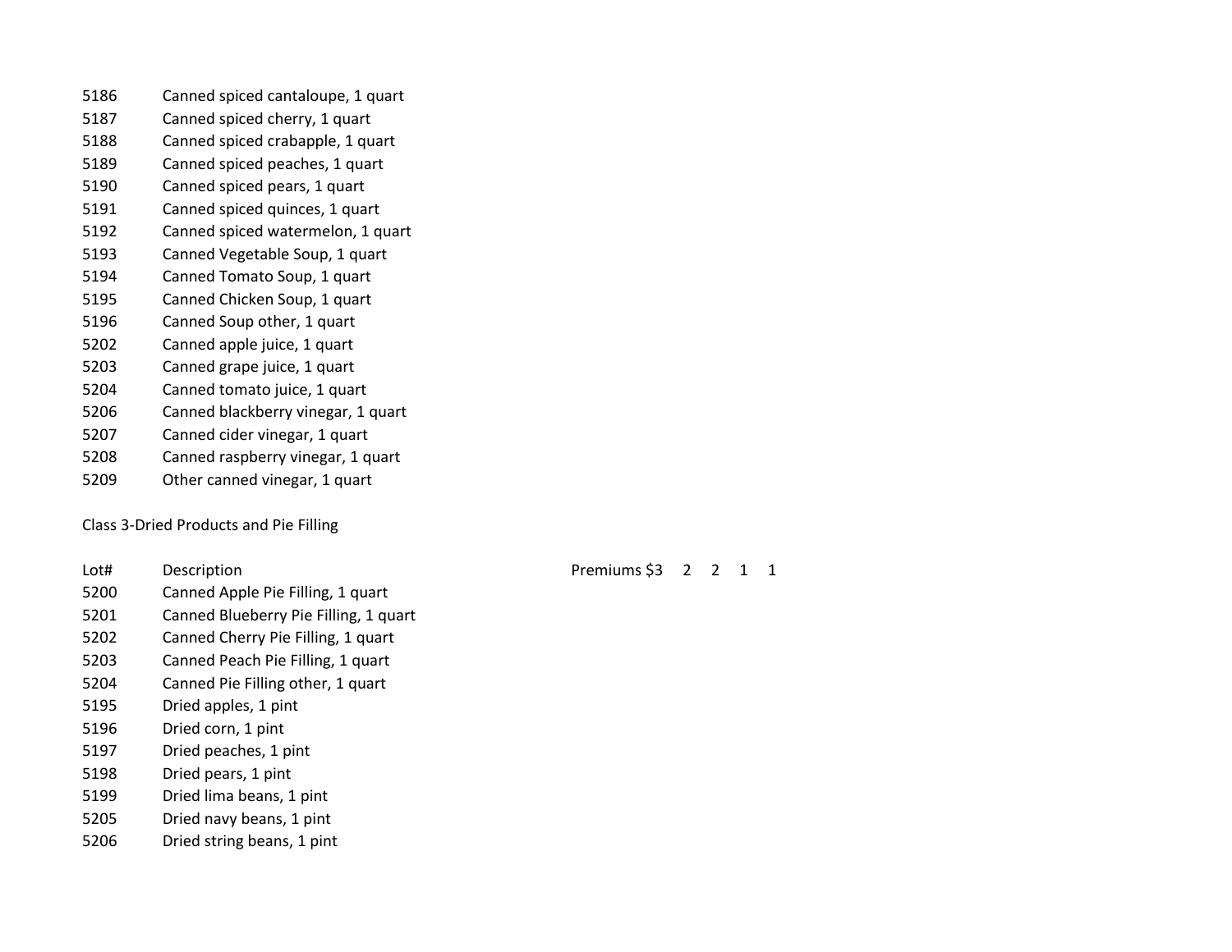| | |
|---|---|
| 5186 | Canned spiced cantaloupe, 1 quart |
| 5187 | Canned spiced cherry, 1 quart |
| 5188 | Canned spiced crabapple, 1 quart |
| 5189 | Canned spiced peaches, 1 quart |
| 5190 | Canned spiced pears, 1 quart |
| 5191 | Canned spiced quinces, 1 quart |
| 5192 | Canned spiced watermelon, 1 quart |
| 5193 | Canned Vegetable Soup, 1 quart |
| 5194 | Canned Tomato Soup, 1 quart |
| 5195 | Canned Chicken Soup, 1 quart |
| 5196 | Canned Soup other, 1 quart |
| 5202 | Canned apple juice, 1 quart |
| 5203 | Canned grape juice, 1 quart |
| 5204 | Canned tomato juice, 1 quart |
| 5206 | Canned blackberry vinegar, 1 quart |
| 5207 | Canned cider vinegar, 1 quart |
| 5208 | Canned raspberry vinegar, 1 quart |
| 5209 | Other canned vinegar, 1 quart |

Class 3-Dried Products and Pie Filling

| Lot# | Description | Premiums $3 2 2 1 1 |
|---|---|---|
| 5200 | Canned Apple Pie Filling, 1 quart | |
| 5201 | Canned Blueberry Pie Filling, 1 quart | |
| 5202 | Canned Cherry Pie Filling, 1 quart | |
| 5203 | Canned Peach Pie Filling, 1 quart | |
| 5204 | Canned Pie Filling other, 1 quart | |
| 5195 | Dried apples, 1 pint | |
| 5196 | Dried corn, 1 pint | |
| 5197 | Dried peaches, 1 pint | |
| 5198 | Dried pears, 1 pint | |
| 5199 | Dried lima beans, 1 pint | |
| 5205 | Dried navy beans, 1 pint | |
| 5206 | Dried string beans, 1 pint | |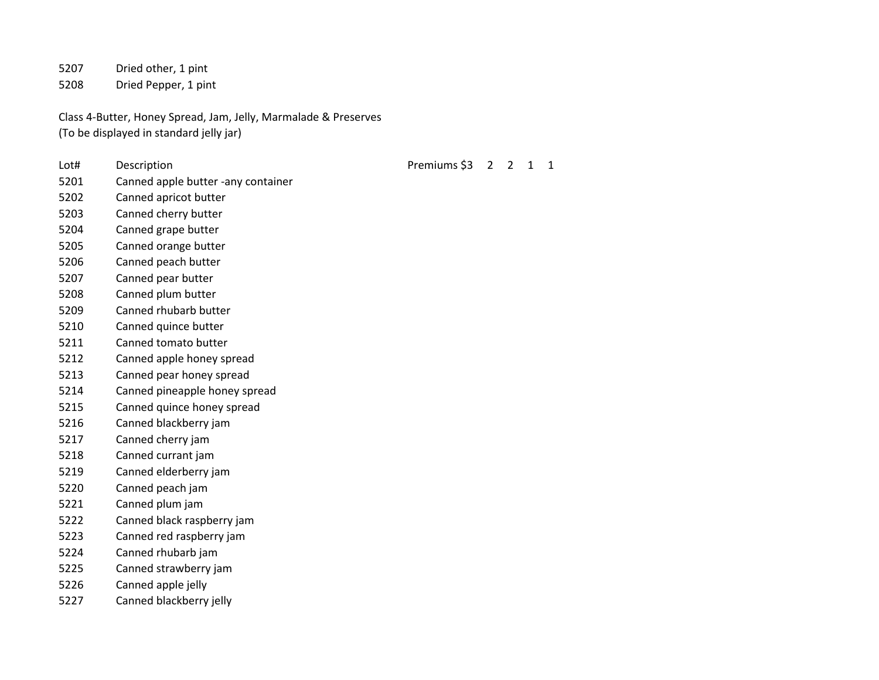5207 Dried other, 1 pint
5208 Dried Pepper, 1 pint

Class 4-Butter, Honey Spread, Jam, Jelly, Marmalade & Preserves
(To be displayed in standard jelly jar)

| Lot# | Description | Premiums $3 2 2 1 1 |
|---|---|---|
| 5201 | Canned apple butter -any container | |
| 5202 | Canned apricot butter | |
| 5203 | Canned cherry butter | |
| 5204 | Canned grape butter | |
| 5205 | Canned orange butter | |
| 5206 | Canned peach butter | |
| 5207 | Canned pear butter | |
| 5208 | Canned plum butter | |
| 5209 | Canned rhubarb butter | |
| 5210 | Canned quince butter | |
| 5211 | Canned tomato butter | |
| 5212 | Canned apple honey spread | |
| 5213 | Canned pear honey spread | |
| 5214 | Canned pineapple honey spread | |
| 5215 | Canned quince honey spread | |
| 5216 | Canned blackberry jam | |
| 5217 | Canned cherry jam | |
| 5218 | Canned currant jam | |
| 5219 | Canned elderberry jam | |
| 5220 | Canned peach jam | |
| 5221 | Canned plum jam | |
| 5222 | Canned black raspberry jam | |
| 5223 | Canned red raspberry jam | |
| 5224 | Canned rhubarb jam | |
| 5225 | Canned strawberry jam | |
| 5226 | Canned apple jelly | |
| 5227 | Canned blackberry jelly | |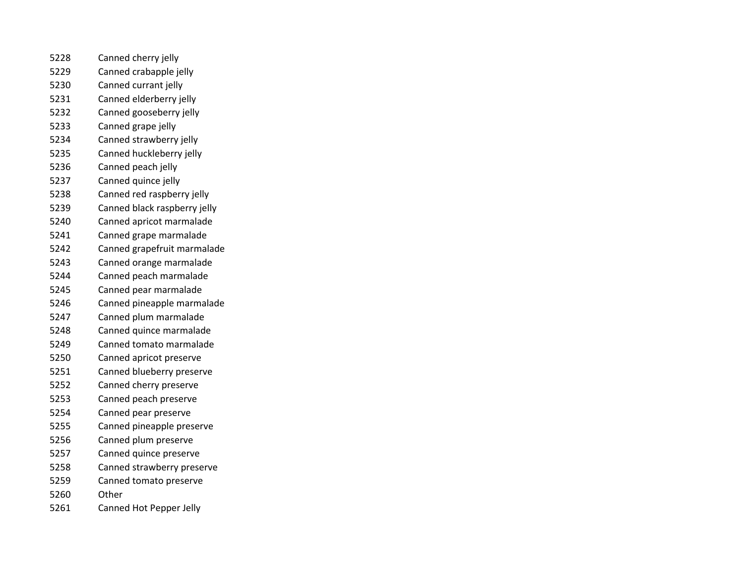| | |
|---|---|
| 5228 | Canned cherry jelly |
| 5229 | Canned crabapple jelly |
| 5230 | Canned currant jelly |
| 5231 | Canned elderberry jelly |
| 5232 | Canned gooseberry jelly |
| 5233 | Canned grape jelly |
| 5234 | Canned strawberry jelly |
| 5235 | Canned huckleberry jelly |
| 5236 | Canned peach jelly |
| 5237 | Canned quince jelly |
| 5238 | Canned red raspberry jelly |
| 5239 | Canned black raspberry jelly |
| 5240 | Canned apricot marmalade |
| 5241 | Canned grape marmalade |
| 5242 | Canned grapefruit marmalade |
| 5243 | Canned orange marmalade |
| 5244 | Canned peach marmalade |
| 5245 | Canned pear marmalade |
| 5246 | Canned pineapple marmalade |
| 5247 | Canned plum marmalade |
| 5248 | Canned quince marmalade |
| 5249 | Canned tomato marmalade |
| 5250 | Canned apricot preserve |
| 5251 | Canned blueberry preserve |
| 5252 | Canned cherry preserve |
| 5253 | Canned peach preserve |
| 5254 | Canned pear preserve |
| 5255 | Canned pineapple preserve |
| 5256 | Canned plum preserve |
| 5257 | Canned quince preserve |
| 5258 | Canned strawberry preserve |
| 5259 | Canned tomato preserve |
| 5260 | Other |
| 5261 | Canned Hot Pepper Jelly |